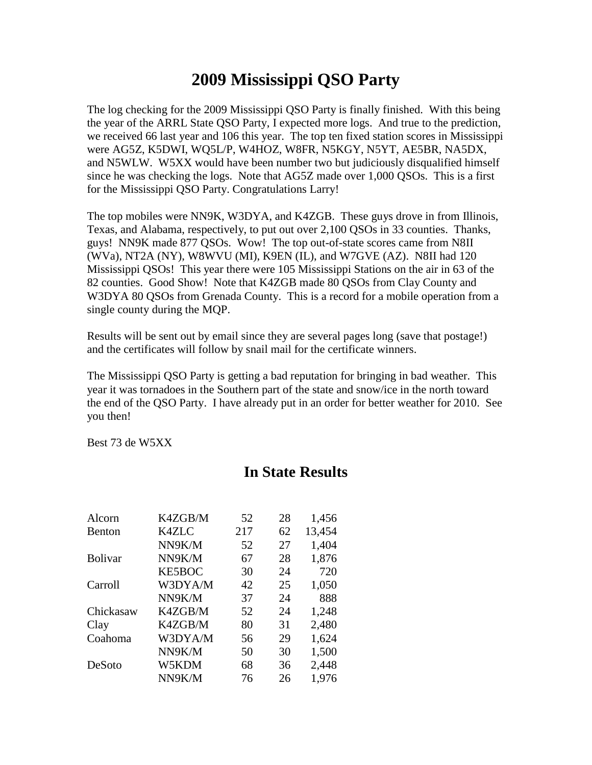# 2009 Mississippi QSO Party

The log checking for the 2009 Mississippi QSO Party is finally finished. With this being the year of the ARRL State QSO Party, I expected more logs. And true to the prediction, we received 66 last year and 106 this year. The top ten fixed station scores in Mississippi were AG5Z, K5DWI, WQ5L/P, W4HOZ, W8FR, N5KGY, N5YT, AE5BR, NA5DX, and N5WLW. W5XX would have been number two but judiciously disqualified himself since he was checking the logs. Note that AG5Z made over 1,000 QSOs. This is a first for the Mississippi QSO Party. Congratulations Larry!

The top mobiles were NN9K, W3DYA, and K4ZGB. These guys drove in from Illinois, Texas, and Alabama, respectively, to put out over 2,100 QSOs in 33 counties. Thanks, guys! NN9K made 877 QSOs. Wow! The top out-of-state scores came from N8II (WVa), NT2A (NY), W8WVU (MI), K9EN (IL), and W7GVE (AZ). N8II had 120 Mississippi QSOs! This year there were 105 Mississippi Stations on the air in 63 of the 82 counties. Good Show! Note that K4ZGB made 80 QSOs from Clay County and W3DYA 80 QSOs from Grenada County. This is a record for a mobile operation from a single county during the MQP.

Results will be sent out by email since they are several pages long (save that postage!) and the certificates will follow by snail mail for the certificate winners.

The Mississippi QSO Party is getting a bad reputation for bringing in bad weather. This year it was tornadoes in the Southern part of the state and snow/ice in the north toward the end of the QSO Party. I have already put in an order for better weather for 2010. See you then!

Best 73 de W5XX

## In State Results

| | | | | |
|---|---|---|---|---|
| Alcorn | K4ZGB/M | 52 | 28 | 1,456 |
| Benton | K4ZLC | 217 | 62 | 13,454 |
| | NN9K/M | 52 | 27 | 1,404 |
| Bolivar | NN9K/M | 67 | 28 | 1,876 |
| | KE5BOC | 30 | 24 | 720 |
| Carroll | W3DYA/M | 42 | 25 | 1,050 |
| | NN9K/M | 37 | 24 | 888 |
| Chickasaw | K4ZGB/M | 52 | 24 | 1,248 |
| Clay | K4ZGB/M | 80 | 31 | 2,480 |
| Coahoma | W3DYA/M | 56 | 29 | 1,624 |
| | NN9K/M | 50 | 30 | 1,500 |
| DeSoto | W5KDM | 68 | 36 | 2,448 |
| | NN9K/M | 76 | 26 | 1,976 |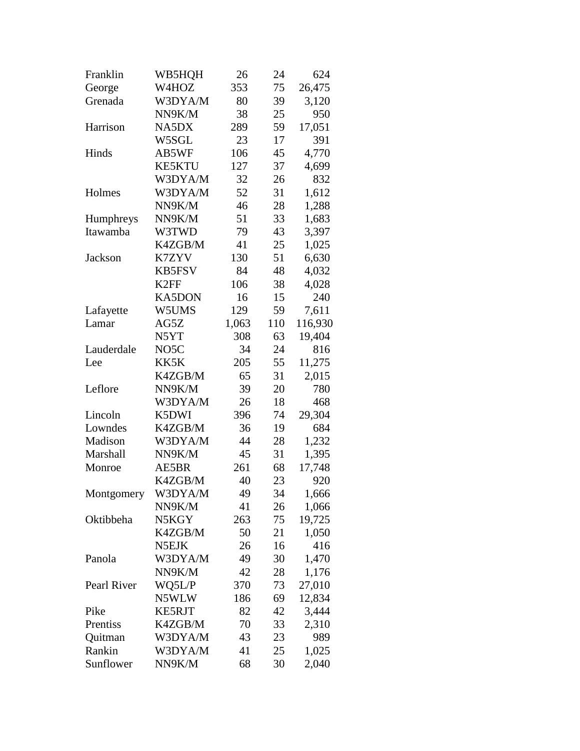| | | | | |
|---|---|---|---|---|
| Franklin | WB5HQH | 26 | 24 | 624 |
| George | W4HOZ | 353 | 75 | 26,475 |
| Grenada | W3DYA/M | 80 | 39 | 3,120 |
| | NN9K/M | 38 | 25 | 950 |
| Harrison | NA5DX | 289 | 59 | 17,051 |
| | W5SGL | 23 | 17 | 391 |
| Hinds | AB5WF | 106 | 45 | 4,770 |
| | KE5KTU | 127 | 37 | 4,699 |
| | W3DYA/M | 32 | 26 | 832 |
| Holmes | W3DYA/M | 52 | 31 | 1,612 |
| | NN9K/M | 46 | 28 | 1,288 |
| Humphreys | NN9K/M | 51 | 33 | 1,683 |
| Itawamba | W3TWD | 79 | 43 | 3,397 |
| | K4ZGB/M | 41 | 25 | 1,025 |
| Jackson | K7ZYV | 130 | 51 | 6,630 |
| | KB5FSV | 84 | 48 | 4,032 |
| | K2FF | 106 | 38 | 4,028 |
| | KA5DON | 16 | 15 | 240 |
| Lafayette | W5UMS | 129 | 59 | 7,611 |
| Lamar | AG5Z | 1,063 | 110 | 116,930 |
| | N5YT | 308 | 63 | 19,404 |
| Lauderdale | NO5C | 34 | 24 | 816 |
| Lee | KK5K | 205 | 55 | 11,275 |
| | K4ZGB/M | 65 | 31 | 2,015 |
| Leflore | NN9K/M | 39 | 20 | 780 |
| | W3DYA/M | 26 | 18 | 468 |
| Lincoln | K5DWI | 396 | 74 | 29,304 |
| Lowndes | K4ZGB/M | 36 | 19 | 684 |
| Madison | W3DYA/M | 44 | 28 | 1,232 |
| Marshall | NN9K/M | 45 | 31 | 1,395 |
| Monroe | AE5BR | 261 | 68 | 17,748 |
| | K4ZGB/M | 40 | 23 | 920 |
| Montgomery | W3DYA/M | 49 | 34 | 1,666 |
| | NN9K/M | 41 | 26 | 1,066 |
| Oktibbeha | N5KGY | 263 | 75 | 19,725 |
| | K4ZGB/M | 50 | 21 | 1,050 |
| | N5EJK | 26 | 16 | 416 |
| Panola | W3DYA/M | 49 | 30 | 1,470 |
| | NN9K/M | 42 | 28 | 1,176 |
| Pearl River | WQ5L/P | 370 | 73 | 27,010 |
| | N5WLW | 186 | 69 | 12,834 |
| Pike | KE5RJT | 82 | 42 | 3,444 |
| Prentiss | K4ZGB/M | 70 | 33 | 2,310 |
| Quitman | W3DYA/M | 43 | 23 | 989 |
| Rankin | W3DYA/M | 41 | 25 | 1,025 |
| Sunflower | NN9K/M | 68 | 30 | 2,040 |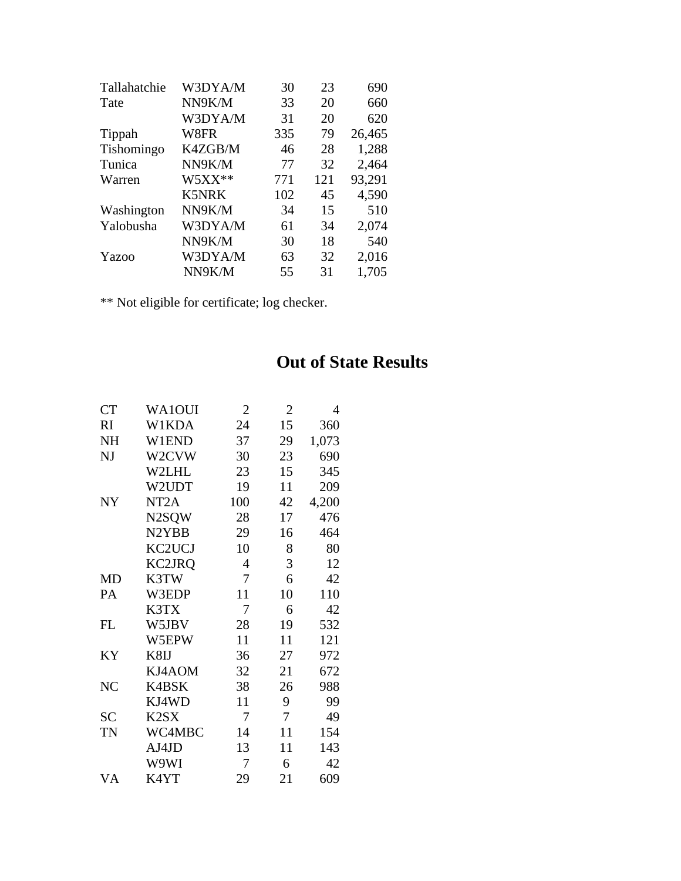| | | | | |
|---|---|---|---|---|
| Tallahatchie | W3DYA/M | 30 | 23 | 690 |
| Tate | NN9K/M | 33 | 20 | 660 |
| | W3DYA/M | 31 | 20 | 620 |
| Tippah | W8FR | 335 | 79 | 26,465 |
| Tishomingo | K4ZGB/M | 46 | 28 | 1,288 |
| Tunica | NN9K/M | 77 | 32 | 2,464 |
| Warren | W5XX** | 771 | 121 | 93,291 |
| | K5NRK | 102 | 45 | 4,590 |
| Washington | NN9K/M | 34 | 15 | 510 |
| Yalobusha | W3DYA/M | 61 | 34 | 2,074 |
| | NN9K/M | 30 | 18 | 540 |
| Yazoo | W3DYA/M | 63 | 32 | 2,016 |
| | NN9K/M | 55 | 31 | 1,705 |

** Not eligible for certificate; log checker.

## Out of State Results

| | | | | |
|---|---|---|---|---|
| CT | WA1OUI | 2 | 2 | 4 |
| RI | W1KDA | 24 | 15 | 360 |
| NH | W1END | 37 | 29 | 1,073 |
| NJ | W2CVW | 30 | 23 | 690 |
| | W2LHL | 23 | 15 | 345 |
| | W2UDT | 19 | 11 | 209 |
| NY | NT2A | 100 | 42 | 4,200 |
| | N2SQW | 28 | 17 | 476 |
| | N2YBB | 29 | 16 | 464 |
| | KC2UCJ | 10 | 8 | 80 |
| | KC2JRQ | 4 | 3 | 12 |
| MD | K3TW | 7 | 6 | 42 |
| PA | W3EDP | 11 | 10 | 110 |
| | K3TX | 7 | 6 | 42 |
| FL | W5JBV | 28 | 19 | 532 |
| | W5EPW | 11 | 11 | 121 |
| KY | K8IJ | 36 | 27 | 972 |
| | KJ4AOM | 32 | 21 | 672 |
| NC | K4BSK | 38 | 26 | 988 |
| | KJ4WD | 11 | 9 | 99 |
| SC | K2SX | 7 | 7 | 49 |
| TN | WC4MBC | 14 | 11 | 154 |
| | AJ4JD | 13 | 11 | 143 |
| | W9WI | 7 | 6 | 42 |
| VA | K4YT | 29 | 21 | 609 |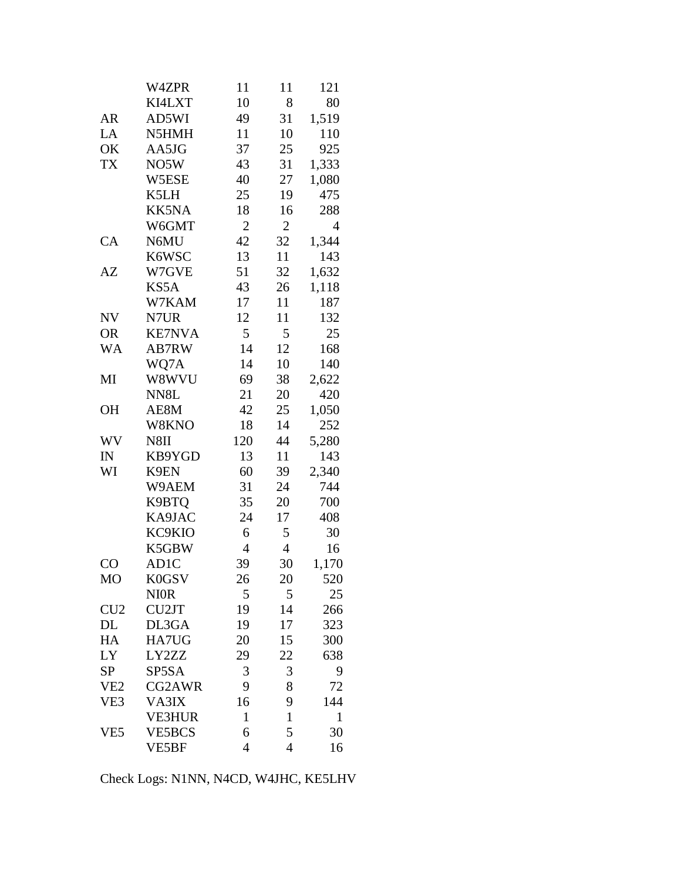| | | | | |
|---|---|---|---|---|
| | W4ZPR | 11 | 11 | 121 |
| | KI4LXT | 10 | 8 | 80 |
| AR | AD5WI | 49 | 31 | 1,519 |
| LA | N5HMH | 11 | 10 | 110 |
| OK | AA5JG | 37 | 25 | 925 |
| TX | NO5W | 43 | 31 | 1,333 |
| | W5ESE | 40 | 27 | 1,080 |
| | K5LH | 25 | 19 | 475 |
| | KK5NA | 18 | 16 | 288 |
| | W6GMT | 2 | 2 | 4 |
| CA | N6MU | 42 | 32 | 1,344 |
| | K6WSC | 13 | 11 | 143 |
| AZ | W7GVE | 51 | 32 | 1,632 |
| | KS5A | 43 | 26 | 1,118 |
| | W7KAM | 17 | 11 | 187 |
| NV | N7UR | 12 | 11 | 132 |
| OR | KE7NVA | 5 | 5 | 25 |
| WA | AB7RW | 14 | 12 | 168 |
| | WQ7A | 14 | 10 | 140 |
| MI | W8WVU | 69 | 38 | 2,622 |
| | NN8L | 21 | 20 | 420 |
| OH | AE8M | 42 | 25 | 1,050 |
| | W8KNO | 18 | 14 | 252 |
| WV | N8II | 120 | 44 | 5,280 |
| IN | KB9YGD | 13 | 11 | 143 |
| WI | K9EN | 60 | 39 | 2,340 |
| | W9AEM | 31 | 24 | 744 |
| | K9BTQ | 35 | 20 | 700 |
| | KA9JAC | 24 | 17 | 408 |
| | KC9KIO | 6 | 5 | 30 |
| | K5GBW | 4 | 4 | 16 |
| CO | AD1C | 39 | 30 | 1,170 |
| MO | K0GSV | 26 | 20 | 520 |
| | NI0R | 5 | 5 | 25 |
| CU2 | CU2JT | 19 | 14 | 266 |
| DL | DL3GA | 19 | 17 | 323 |
| HA | HA7UG | 20 | 15 | 300 |
| LY | LY2ZZ | 29 | 22 | 638 |
| SP | SP5SA | 3 | 3 | 9 |
| VE2 | CG2AWR | 9 | 8 | 72 |
| VE3 | VA3IX | 16 | 9 | 144 |
| | VE3HUR | 1 | 1 | 1 |
| VE5 | VE5BCS | 6 | 5 | 30 |
| | VE5BF | 4 | 4 | 16 |

Check Logs: N1NN, N4CD, W4JHC, KE5LHV